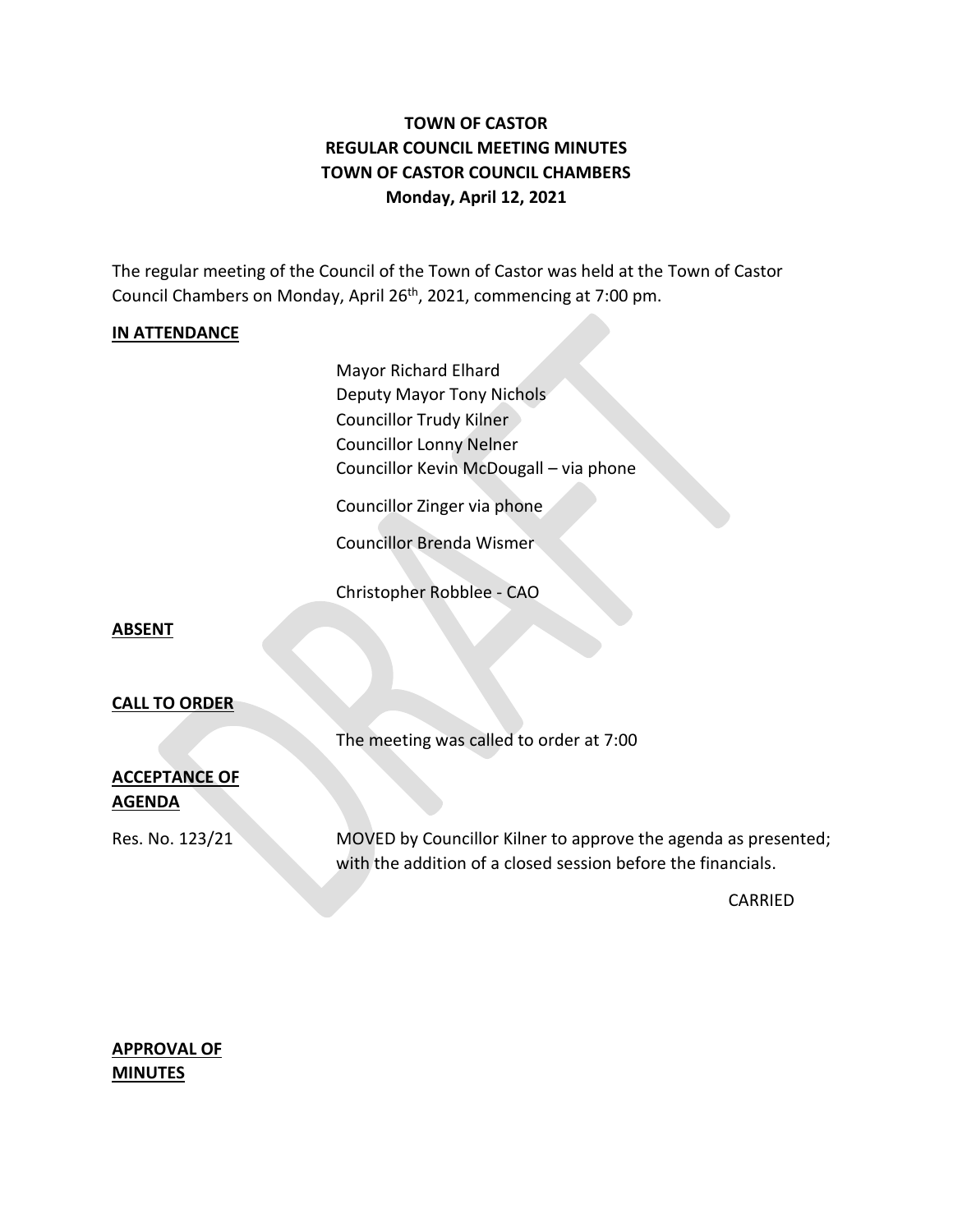# TOWN OF CASTOR
## REGULAR COUNCIL MEETING MINUTES
## TOWN OF CASTOR COUNCIL CHAMBERS
## Monday, April 12, 2021

The regular meeting of the Council of the Town of Castor was held at the Town of Castor Council Chambers on Monday, April 26th, 2021, commencing at 7:00 pm.

**IN ATTENDANCE**

Mayor Richard Elhard
Deputy Mayor Tony Nichols
Councillor Trudy Kilner
Councillor Lonny Nelner
Councillor Kevin McDougall – via phone

Councillor Zinger via phone

Councillor Brenda Wismer

Christopher Robblee - CAO

**ABSENT**

**CALL TO ORDER**

The meeting was called to order at 7:00

**ACCEPTANCE OF AGENDA**

Res. No. 123/21 — MOVED by Councillor Kilner to approve the agenda as presented; with the addition of a closed session before the financials.

CARRIED

**APPROVAL OF MINUTES**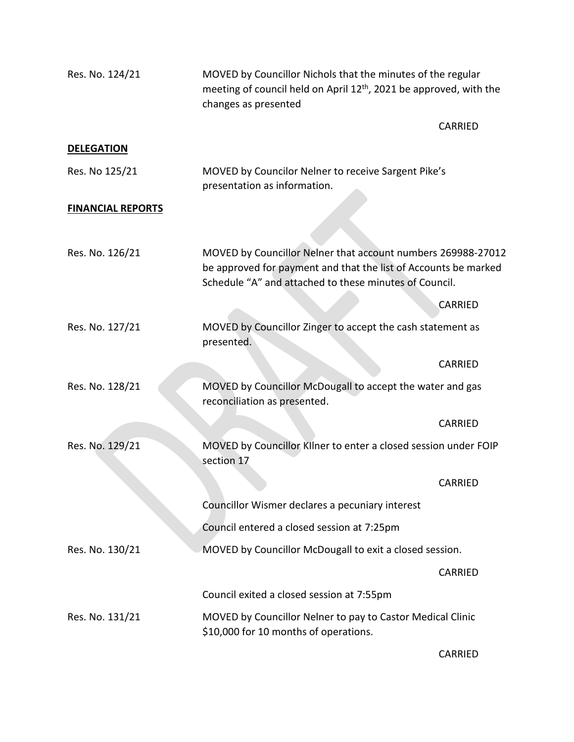Res. No. 124/21 MOVED by Councillor Nichols that the minutes of the regular meeting of council held on April 12th, 2021 be approved, with the changes as presented

CARRIED

**DELEGATION**

Res. No 125/21 MOVED by Councilor Nelner to receive Sargent Pike's presentation as information.

**FINANCIAL REPORTS**

Res. No. 126/21 MOVED by Councillor Nelner that account numbers 269988-27012 be approved for payment and that the list of Accounts be marked Schedule "A" and attached to these minutes of Council.

CARRIED

Res. No. 127/21 MOVED by Councillor Zinger to accept the cash statement as presented.

CARRIED

Res. No. 128/21 MOVED by Councillor McDougall to accept the water and gas reconciliation as presented.

CARRIED

Res. No. 129/21 MOVED by Councillor KIlner to enter a closed session under FOIP section 17

CARRIED

Councillor Wismer declares a pecuniary interest

Council entered a closed session at 7:25pm

Res. No. 130/21 MOVED by Councillor McDougall to exit a closed session.

CARRIED

Council exited a closed session at 7:55pm

Res. No. 131/21 MOVED by Councillor Nelner to pay to Castor Medical Clinic $10,000 for 10 months of operations.

CARRIED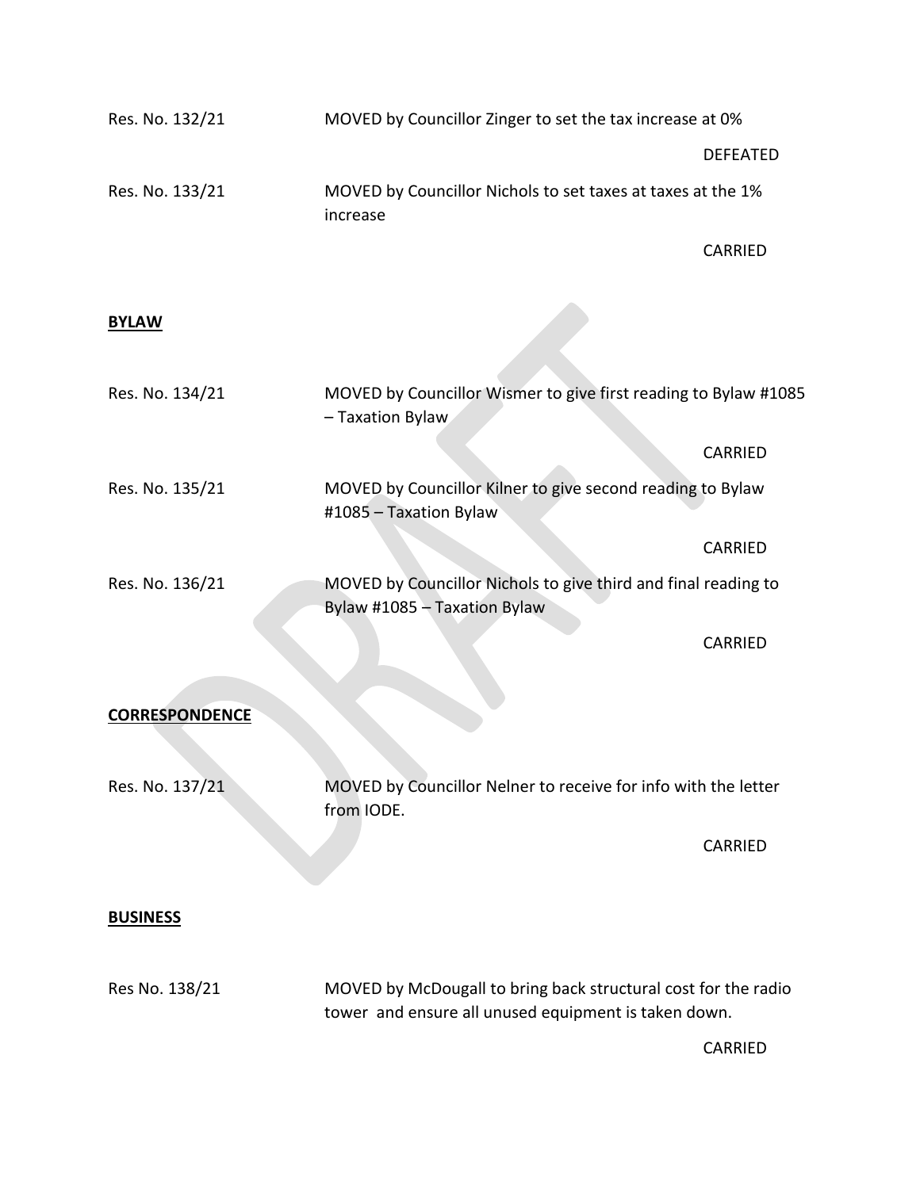Res. No. 132/21 MOVED by Councillor Zinger to set the tax increase at 0%

DEFEATED

Res. No. 133/21 MOVED by Councillor Nichols to set taxes at taxes at the 1% increase

CARRIED

**BYLAW**

Res. No. 134/21 MOVED by Councillor Wismer to give first reading to Bylaw #1085 – Taxation Bylaw

CARRIED

Res. No. 135/21 MOVED by Councillor Kilner to give second reading to Bylaw #1085 – Taxation Bylaw

CARRIED

Res. No. 136/21 MOVED by Councillor Nichols to give third and final reading to Bylaw #1085 – Taxation Bylaw

CARRIED

**CORRESPONDENCE**

Res. No. 137/21 MOVED by Councillor Nelner to receive for info with the letter from IODE.

CARRIED

**BUSINESS**

Res No. 138/21 MOVED by McDougall to bring back structural cost for the radio tower and ensure all unused equipment is taken down.

CARRIED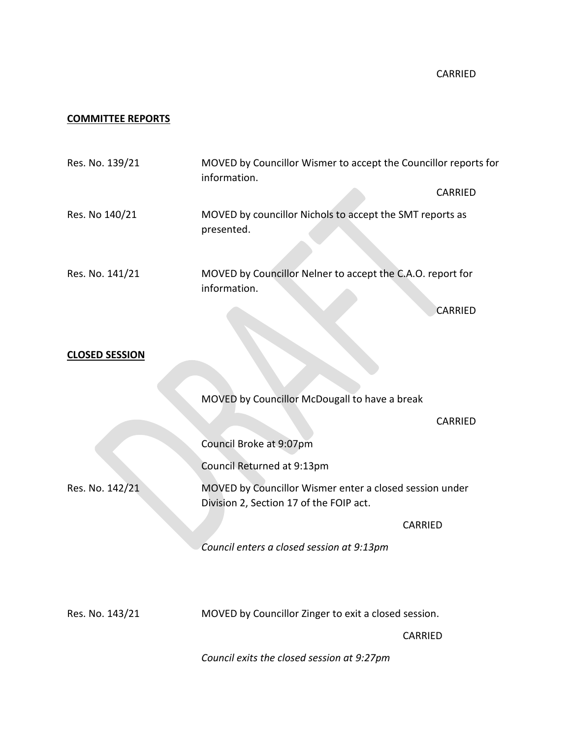CARRIED

**COMMITTEE REPORTS**

Res. No. 139/21 MOVED by Councillor Wismer to accept the Councillor reports for information.

CARRIED

Res. No 140/21 MOVED by councillor Nichols to accept the SMT reports as presented.

Res. No. 141/21 MOVED by Councillor Nelner to accept the C.A.O. report for information.

CARRIED

**CLOSED SESSION**

MOVED by Councillor McDougall to have a break

CARRIED

Council Broke at 9:07pm

Council Returned at 9:13pm

Res. No. 142/21 MOVED by Councillor Wismer enter a closed session under Division 2, Section 17 of the FOIP act.

CARRIED

*Council enters a closed session at 9:13pm*

Res. No. 143/21 MOVED by Councillor Zinger to exit a closed session.

CARRIED

*Council exits the closed session at 9:27pm*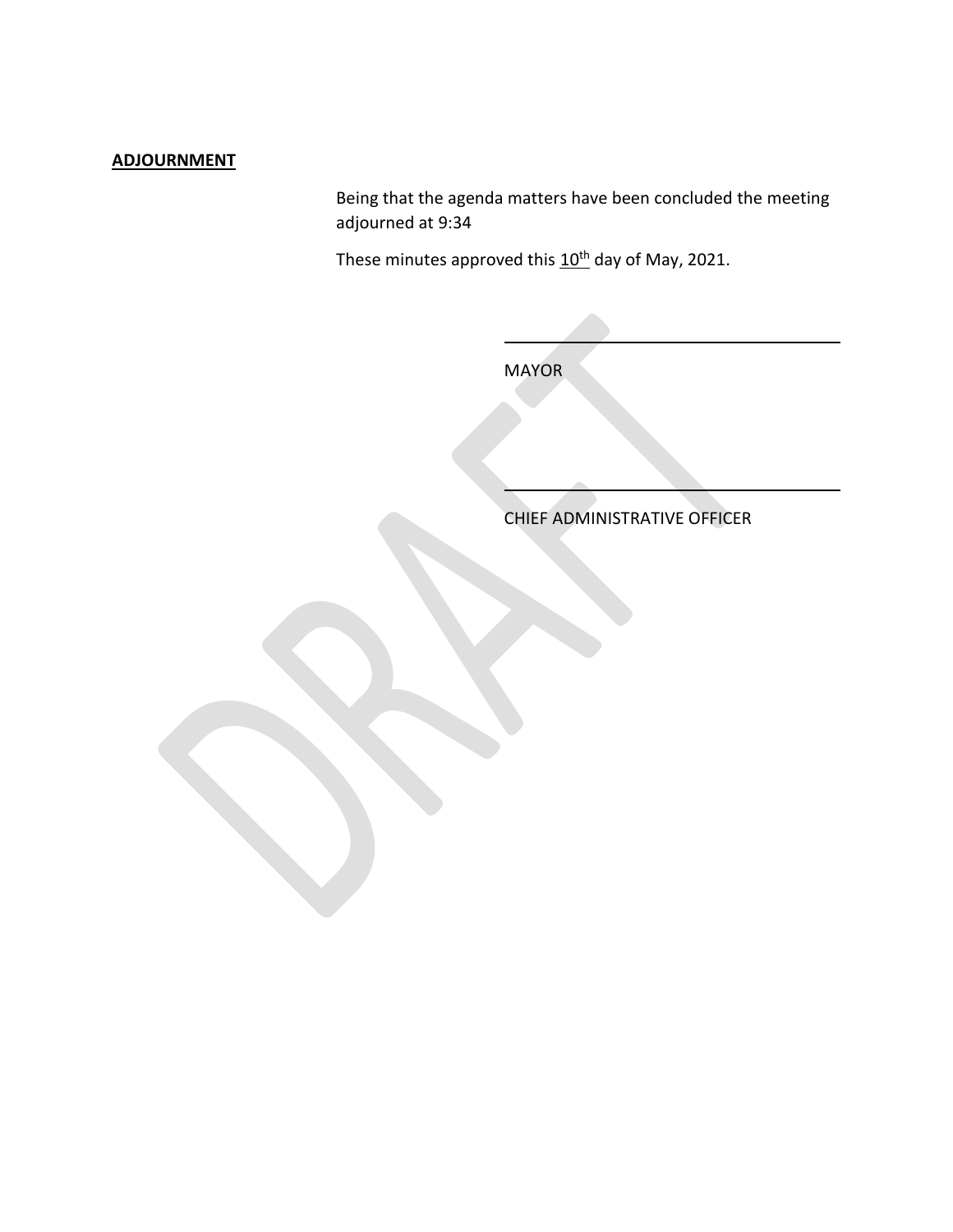**ADJOUNRMENT**

Being that the agenda matters have been concluded the meeting adjourned at 9:34

These minutes approved this 10th day of May, 2021.

\_\_\_\_\_\_\_\_\_\_\_\_\_\_\_\_\_\_\_\_\_\_\_\_\_\_\_\_\_\_\_\_\_\_\_\_

MAYOR

\_\_\_\_\_\_\_\_\_\_\_\_\_\_\_\_\_\_\_\_\_\_\_\_\_\_\_\_\_\_\_\_\_\_\_\_

CHIEF ADMINISTRATIVE OFFICER

**ADJOURNMENT**

Being that the agenda matters have been concluded the meeting adjourned at 9:34

These minutes approved this 10th day of May, 2021.

____________________________________

MAYOR

____________________________________

CHIEF ADMINISTRATIVE OFFICER